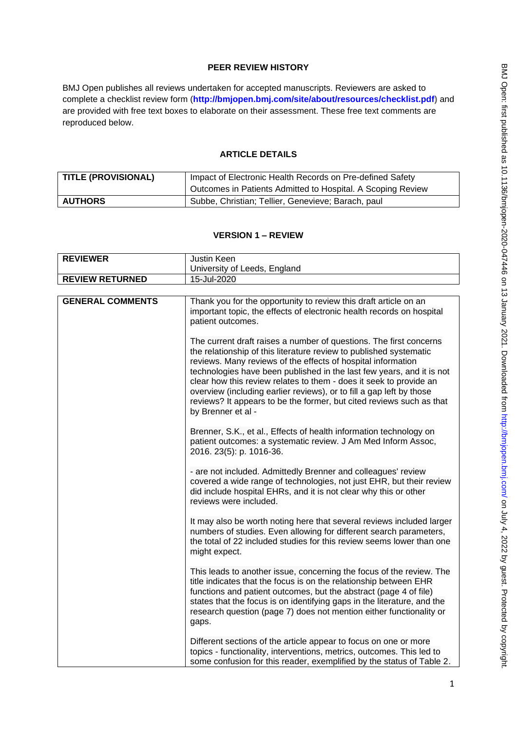## PEER REVIEW HISTORY

BMJ Open publishes all reviews undertaken for accepted manuscripts. Reviewers are asked to complete a checklist review form (**http://bmjopen.bmj.com/site/about/resources/checklist.pdf**) and are provided with free text boxes to elaborate on their assessment. These free text comments are reproduced below.

## ARTICLE DETAILS

| **TITLE (PROVISIONAL)** | Impact of Electronic Health Records on Pre-defined Safety Outcomes in Patients Admitted to Hospital. A Scoping Review |
|---|---|
| **AUTHORS** | Subbe, Christian; Tellier, Genevieve; Barach, paul |

## VERSION 1 – REVIEW

| **REVIEWER** | Justin Keen<br>University of Leeds, England |
|---|---|
| **REVIEW RETURNED** | 15-Jul-2020 |

| **GENERAL COMMENTS** | Thank you for the opportunity to review this draft article on an important topic, the effects of electronic health records on hospital patient outcomes.<br><br>The current draft raises a number of questions. The first concerns the relationship of this literature review to published systematic reviews. Many reviews of the effects of hospital information technologies have been published in the last few years, and it is not clear how this review relates to them - does it seek to provide an overview (including earlier reviews), or to fill a gap left by those reviews? It appears to be the former, but cited reviews such as that by Brenner et al -<br><br>Brenner, S.K., et al., Effects of health information technology on patient outcomes: a systematic review. J Am Med Inform Assoc, 2016. 23(5): p. 1016-36.<br><br>- are not included. Admittedly Brenner and colleagues' review covered a wide range of technologies, not just EHR, but their review did include hospital EHRs, and it is not clear why this or other reviews were included.<br><br>It may also be worth noting here that several reviews included larger numbers of studies. Even allowing for different search parameters, the total of 22 included studies for this review seems lower than one might expect.<br><br>This leads to another issue, concerning the focus of the review. The title indicates that the focus is on the relationship between EHR functions and patient outcomes, but the abstract (page 4 of file) states that the focus is on identifying gaps in the literature, and the research question (page 7) does not mention either functionality or gaps.<br><br>Different sections of the article appear to focus on one or more topics - functionality, interventions, metrics, outcomes. This led to some confusion for this reader, exemplified by the status of Table 2. |
|---|---|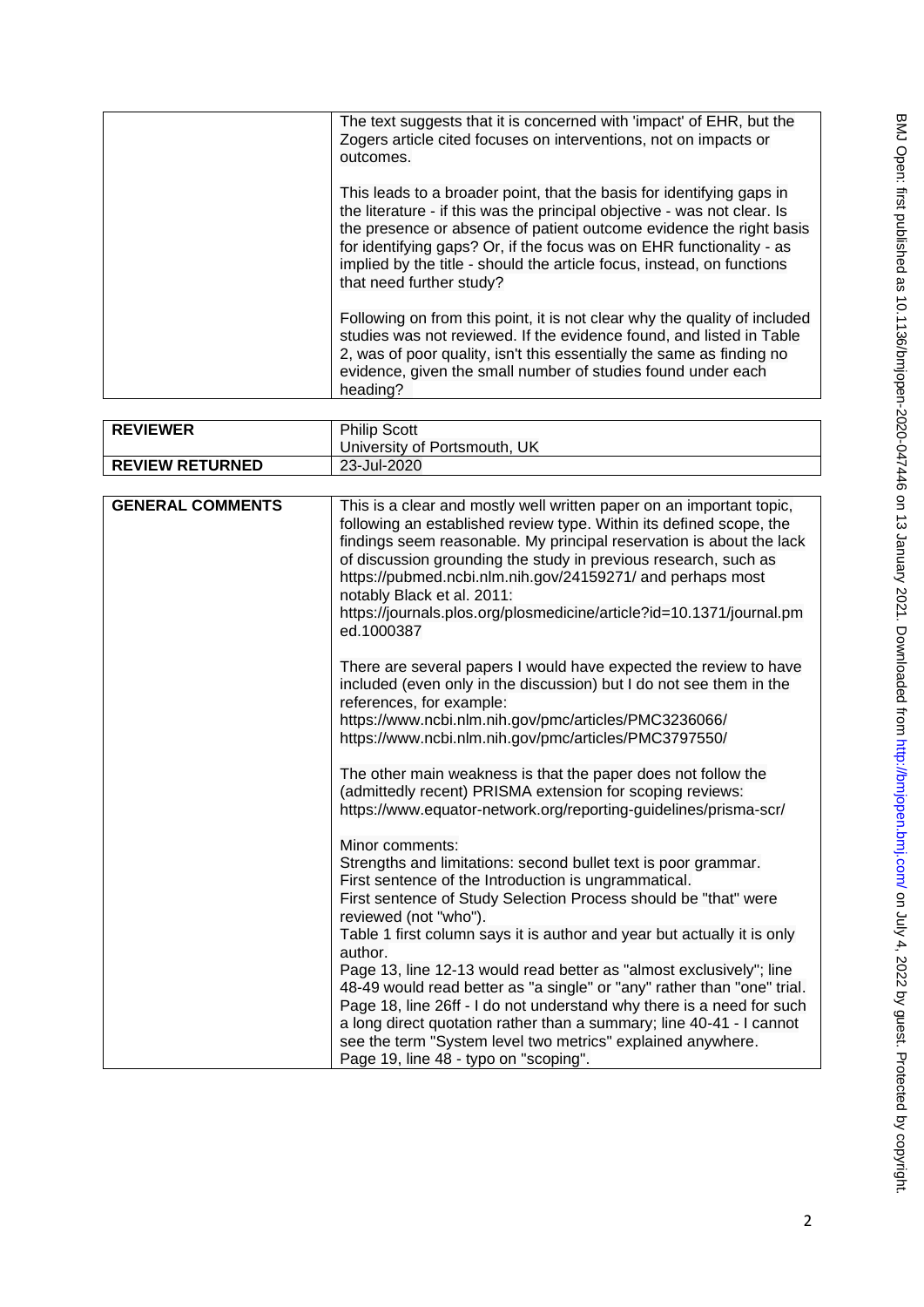| | |
|---|---|
| | The text suggests that it is concerned with 'impact' of EHR, but the Zogers article cited focuses on interventions, not on impacts or outcomes.<br><br>This leads to a broader point, that the basis for identifying gaps in the literature - if this was the principal objective - was not clear. Is the presence or absence of patient outcome evidence the right basis for identifying gaps? Or, if the focus was on EHR functionality - as implied by the title - should the article focus, instead, on functions that need further study?<br><br>Following on from this point, it is not clear why the quality of included studies was not reviewed. If the evidence found, and listed in Table 2, was of poor quality, isn't this essentially the same as finding no evidence, given the small number of studies found under each heading? |

| | |
|---|---|
| **REVIEWER** | Philip Scott<br>University of Portsmouth, UK |
| **REVIEW RETURNED** | 23-Jul-2020 |

| | |
|---|---|
| **GENERAL COMMENTS** | This is a clear and mostly well written paper on an important topic, following an established review type. Within its defined scope, the findings seem reasonable. My principal reservation is about the lack of discussion grounding the study in previous research, such as https://pubmed.ncbi.nlm.nih.gov/24159271/ and perhaps most notably Black et al. 2011:<br>https://journals.plos.org/plosmedicine/article?id=10.1371/journal.pmed.1000387<br><br>There are several papers I would have expected the review to have included (even only in the discussion) but I do not see them in the references, for example:<br>https://www.ncbi.nlm.nih.gov/pmc/articles/PMC3236066/<br>https://www.ncbi.nlm.nih.gov/pmc/articles/PMC3797550/<br><br>The other main weakness is that the paper does not follow the (admittedly recent) PRISMA extension for scoping reviews:<br>https://www.equator-network.org/reporting-guidelines/prisma-scr/<br><br>Minor comments:<br>Strengths and limitations: second bullet text is poor grammar.<br>First sentence of the Introduction is ungrammatical.<br>First sentence of Study Selection Process should be "that" were reviewed (not "who").<br>Table 1 first column says it is author and year but actually it is only author.<br>Page 13, line 12-13 would read better as "almost exclusively"; line 48-49 would read better as "a single" or "any" rather than "one" trial.<br>Page 18, line 26ff - I do not understand why there is a need for such a long direct quotation rather than a summary; line 40-41 - I cannot see the term "System level two metrics" explained anywhere.<br>Page 19, line 48 - typo on "scoping". |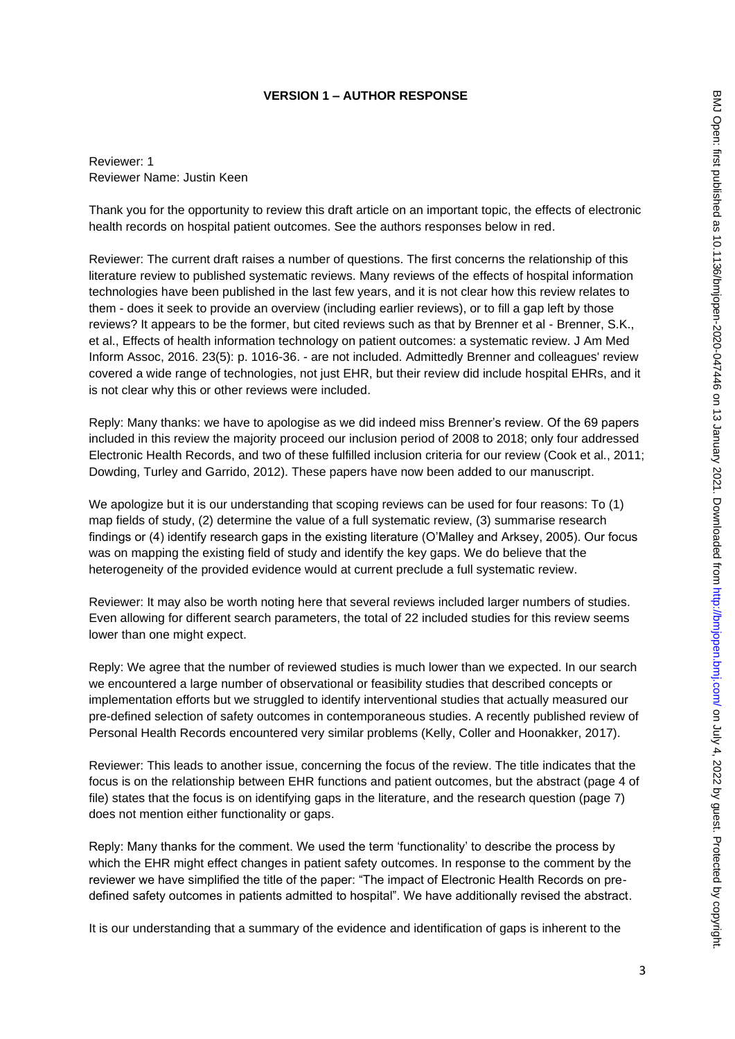**VERSION 1 – AUTHOR RESPONSE**

Reviewer: 1
Reviewer Name: Justin Keen

Thank you for the opportunity to review this draft article on an important topic, the effects of electronic health records on hospital patient outcomes. See the authors responses below in red.

Reviewer: The current draft raises a number of questions. The first concerns the relationship of this literature review to published systematic reviews. Many reviews of the effects of hospital information technologies have been published in the last few years, and it is not clear how this review relates to them - does it seek to provide an overview (including earlier reviews), or to fill a gap left by those reviews? It appears to be the former, but cited reviews such as that by Brenner et al - Brenner, S.K., et al., Effects of health information technology on patient outcomes: a systematic review. J Am Med Inform Assoc, 2016. 23(5): p. 1016-36. - are not included. Admittedly Brenner and colleagues' review covered a wide range of technologies, not just EHR, but their review did include hospital EHRs, and it is not clear why this or other reviews were included.

Reply: Many thanks: we have to apologise as we did indeed miss Brenner's review. Of the 69 papers included in this review the majority proceed our inclusion period of 2008 to 2018; only four addressed Electronic Health Records, and two of these fulfilled inclusion criteria for our review (Cook et al., 2011; Dowding, Turley and Garrido, 2012). These papers have now been added to our manuscript.

We apologize but it is our understanding that scoping reviews can be used for four reasons: To (1) map fields of study, (2) determine the value of a full systematic review, (3) summarise research findings or (4) identify research gaps in the existing literature (O'Malley and Arksey, 2005). Our focus was on mapping the existing field of study and identify the key gaps. We do believe that the heterogeneity of the provided evidence would at current preclude a full systematic review.

Reviewer: It may also be worth noting here that several reviews included larger numbers of studies. Even allowing for different search parameters, the total of 22 included studies for this review seems lower than one might expect.

Reply: We agree that the number of reviewed studies is much lower than we expected. In our search we encountered a large number of observational or feasibility studies that described concepts or implementation efforts but we struggled to identify interventional studies that actually measured our pre-defined selection of safety outcomes in contemporaneous studies. A recently published review of Personal Health Records encountered very similar problems (Kelly, Coller and Hoonakker, 2017).

Reviewer: This leads to another issue, concerning the focus of the review. The title indicates that the focus is on the relationship between EHR functions and patient outcomes, but the abstract (page 4 of file) states that the focus is on identifying gaps in the literature, and the research question (page 7) does not mention either functionality or gaps.

Reply: Many thanks for the comment. We used the term 'functionality' to describe the process by which the EHR might effect changes in patient safety outcomes. In response to the comment by the reviewer we have simplified the title of the paper: "The impact of Electronic Health Records on pre-defined safety outcomes in patients admitted to hospital". We have additionally revised the abstract.

It is our understanding that a summary of the evidence and identification of gaps is inherent to the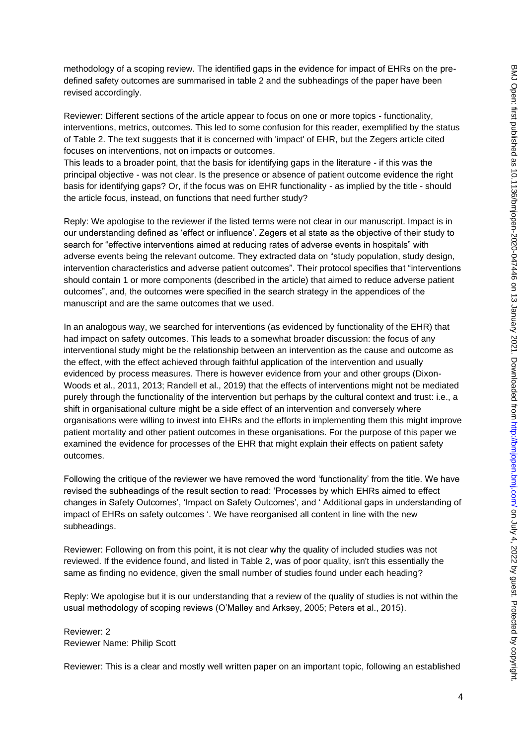methodology of a scoping review. The identified gaps in the evidence for impact of EHRs on the pre-defined safety outcomes are summarised in table 2 and the subheadings of the paper have been revised accordingly.

Reviewer: Different sections of the article appear to focus on one or more topics - functionality, interventions, metrics, outcomes. This led to some confusion for this reader, exemplified by the status of Table 2. The text suggests that it is concerned with 'impact' of EHR, but the Zegers article cited focuses on interventions, not on impacts or outcomes.
This leads to a broader point, that the basis for identifying gaps in the literature - if this was the principal objective - was not clear. Is the presence or absence of patient outcome evidence the right basis for identifying gaps? Or, if the focus was on EHR functionality - as implied by the title - should the article focus, instead, on functions that need further study?

Reply: We apologise to the reviewer if the listed terms were not clear in our manuscript. Impact is in our understanding defined as 'effect or influence'. Zegers et al state as the objective of their study to search for "effective interventions aimed at reducing rates of adverse events in hospitals" with adverse events being the relevant outcome. They extracted data on "study population, study design, intervention characteristics and adverse patient outcomes". Their protocol specifies that "interventions should contain 1 or more components (described in the article) that aimed to reduce adverse patient outcomes", and, the outcomes were specified in the search strategy in the appendices of the manuscript and are the same outcomes that we used.

In an analogous way, we searched for interventions (as evidenced by functionality of the EHR) that had impact on safety outcomes. This leads to a somewhat broader discussion: the focus of any interventional study might be the relationship between an intervention as the cause and outcome as the effect, with the effect achieved through faithful application of the intervention and usually evidenced by process measures. There is however evidence from your and other groups (Dixon-Woods et al., 2011, 2013; Randell et al., 2019) that the effects of interventions might not be mediated purely through the functionality of the intervention but perhaps by the cultural context and trust: i.e., a shift in organisational culture might be a side effect of an intervention and conversely where organisations were willing to invest into EHRs and the efforts in implementing them this might improve patient mortality and other patient outcomes in these organisations. For the purpose of this paper we examined the evidence for processes of the EHR that might explain their effects on patient safety outcomes.

Following the critique of the reviewer we have removed the word 'functionality' from the title. We have revised the subheadings of the result section to read: 'Processes by which EHRs aimed to effect changes in Safety Outcomes', 'Impact on Safety Outcomes', and ' Additional gaps in understanding of impact of EHRs on safety outcomes '. We have reorganised all content in line with the new subheadings.

Reviewer: Following on from this point, it is not clear why the quality of included studies was not reviewed. If the evidence found, and listed in Table 2, was of poor quality, isn't this essentially the same as finding no evidence, given the small number of studies found under each heading?

Reply: We apologise but it is our understanding that a review of the quality of studies is not within the usual methodology of scoping reviews (O'Malley and Arksey, 2005; Peters et al., 2015).

Reviewer: 2
Reviewer Name: Philip Scott

Reviewer: This is a clear and mostly well written paper on an important topic, following an established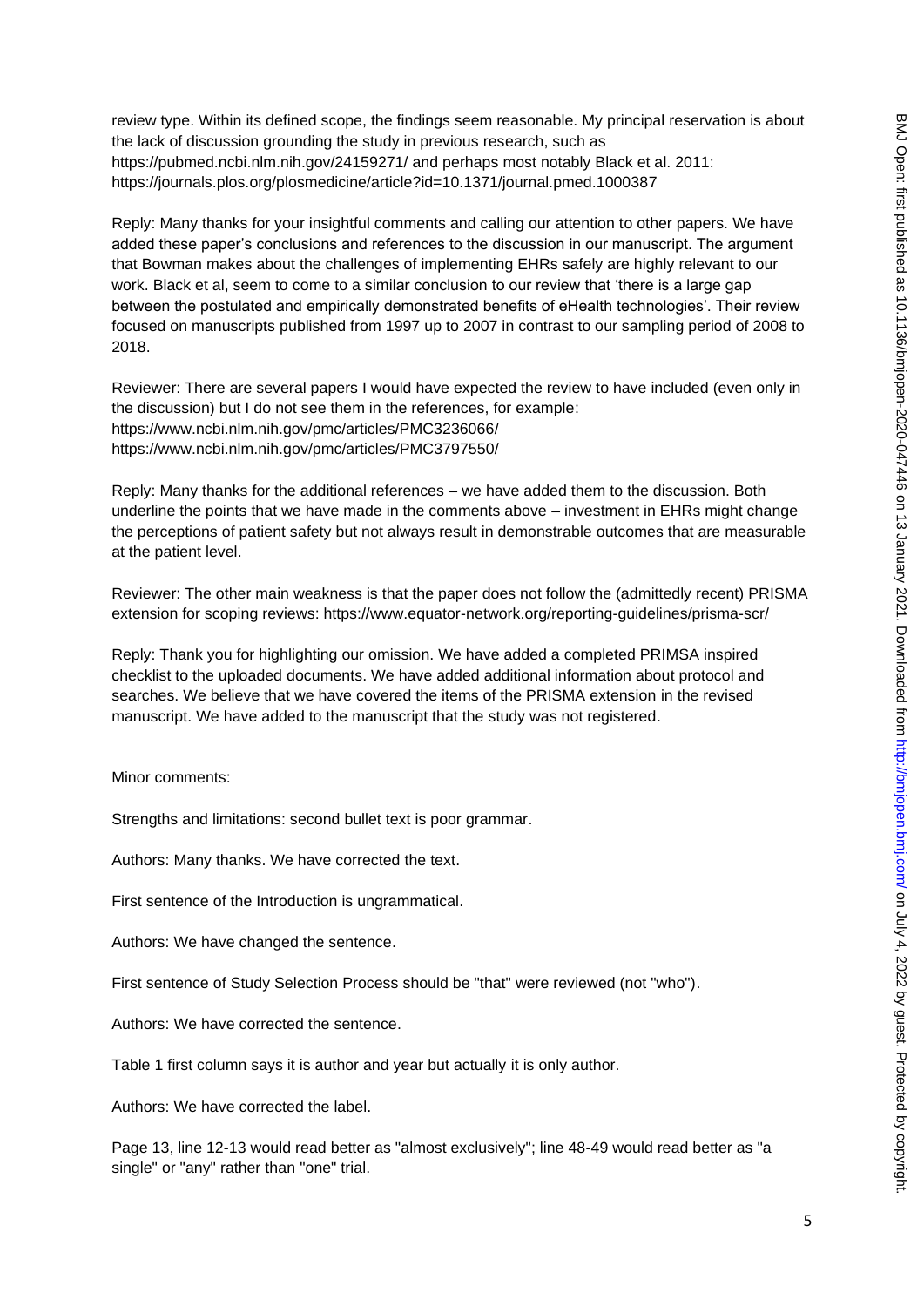review type. Within its defined scope, the findings seem reasonable. My principal reservation is about the lack of discussion grounding the study in previous research, such as https://pubmed.ncbi.nlm.nih.gov/24159271/ and perhaps most notably Black et al. 2011: https://journals.plos.org/plosmedicine/article?id=10.1371/journal.pmed.1000387

Reply: Many thanks for your insightful comments and calling our attention to other papers. We have added these paper's conclusions and references to the discussion in our manuscript. The argument that Bowman makes about the challenges of implementing EHRs safely are highly relevant to our work. Black et al, seem to come to a similar conclusion to our review that 'there is a large gap between the postulated and empirically demonstrated benefits of eHealth technologies'. Their review focused on manuscripts published from 1997 up to 2007 in contrast to our sampling period of 2008 to 2018.

Reviewer: There are several papers I would have expected the review to have included (even only in the discussion) but I do not see them in the references, for example:
https://www.ncbi.nlm.nih.gov/pmc/articles/PMC3236066/
https://www.ncbi.nlm.nih.gov/pmc/articles/PMC3797550/

Reply: Many thanks for the additional references – we have added them to the discussion. Both underline the points that we have made in the comments above – investment in EHRs might change the perceptions of patient safety but not always result in demonstrable outcomes that are measurable at the patient level.

Reviewer: The other main weakness is that the paper does not follow the (admittedly recent) PRISMA extension for scoping reviews: https://www.equator-network.org/reporting-guidelines/prisma-scr/

Reply: Thank you for highlighting our omission. We have added a completed PRIMSA inspired checklist to the uploaded documents. We have added additional information about protocol and searches. We believe that we have covered the items of the PRISMA extension in the revised manuscript. We have added to the manuscript that the study was not registered.

Minor comments:

Strengths and limitations: second bullet text is poor grammar.

Authors: Many thanks. We have corrected the text.

First sentence of the Introduction is ungrammatical.

Authors: We have changed the sentence.

First sentence of Study Selection Process should be "that" were reviewed (not "who").

Authors: We have corrected the sentence.

Table 1 first column says it is author and year but actually it is only author.

Authors: We have corrected the label.

Page 13, line 12-13 would read better as "almost exclusively"; line 48-49 would read better as "a single" or "any" rather than "one" trial.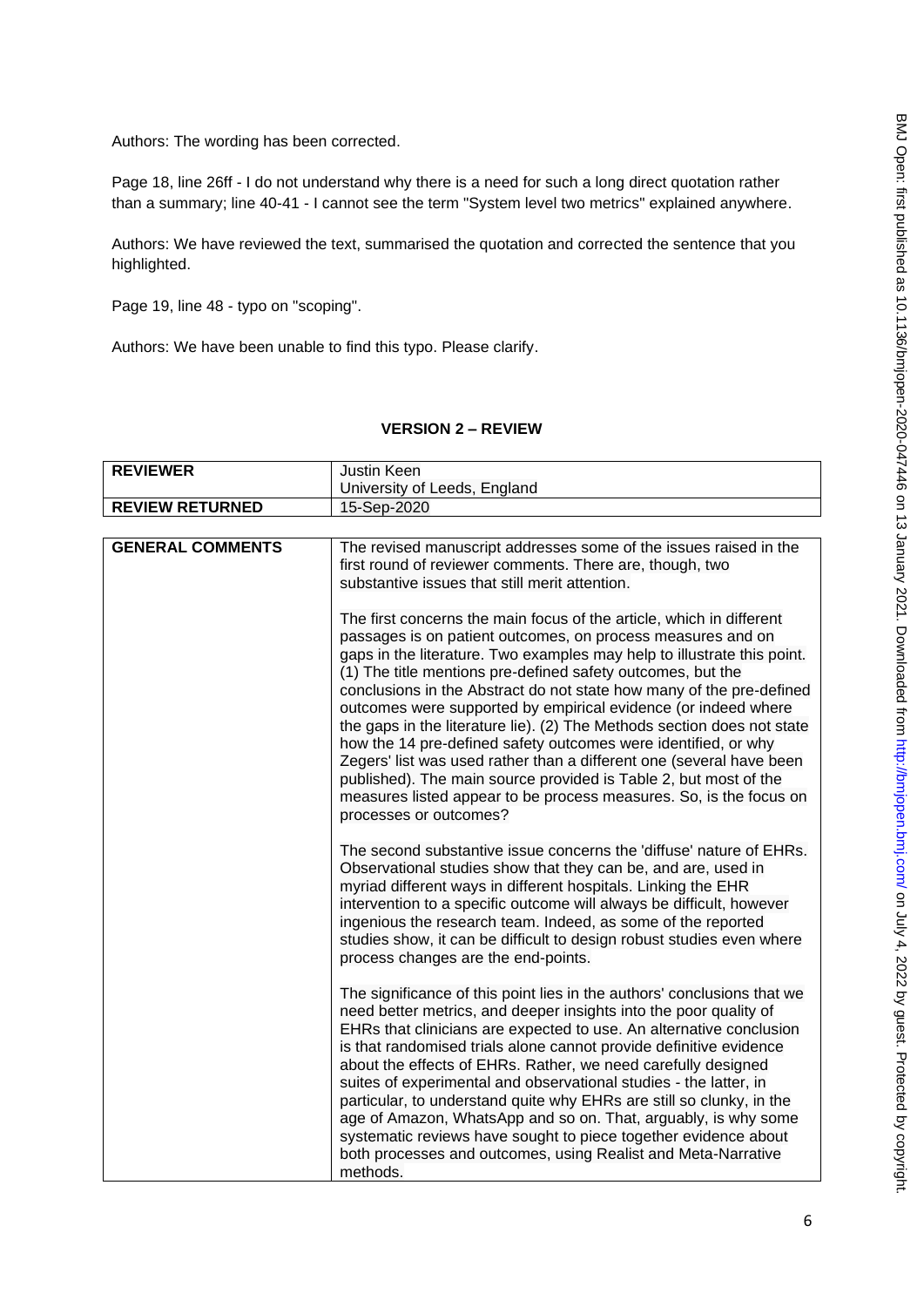Authors: The wording has been corrected.

Page 18, line 26ff - I do not understand why there is a need for such a long direct quotation rather than a summary; line 40-41 - I cannot see the term "System level two metrics" explained anywhere.

Authors: We have reviewed the text, summarised the quotation and corrected the sentence that you highlighted.

Page 19, line 48 - typo on "scoping".

Authors: We have been unable to find this typo. Please clarify.

## VERSION 2 – REVIEW

| **REVIEWER** | Justin Keen<br>University of Leeds, England |
|---|---|
| **REVIEW RETURNED** | 15-Sep-2020 |

| **GENERAL COMMENTS** | The revised manuscript addresses some of the issues raised in the first round of reviewer comments. There are, though, two substantive issues that still merit attention.<br><br>The first concerns the main focus of the article, which in different passages is on patient outcomes, on process measures and on gaps in the literature. Two examples may help to illustrate this point. (1) The title mentions pre-defined safety outcomes, but the conclusions in the Abstract do not state how many of the pre-defined outcomes were supported by empirical evidence (or indeed where the gaps in the literature lie). (2) The Methods section does not state how the 14 pre-defined safety outcomes were identified, or why Zegers' list was used rather than a different one (several have been published). The main source provided is Table 2, but most of the measures listed appear to be process measures. So, is the focus on processes or outcomes?<br><br>The second substantive issue concerns the 'diffuse' nature of EHRs. Observational studies show that they can be, and are, used in myriad different ways in different hospitals. Linking the EHR intervention to a specific outcome will always be difficult, however ingenious the research team. Indeed, as some of the reported studies show, it can be difficult to design robust studies even where process changes are the end-points.<br><br>The significance of this point lies in the authors' conclusions that we need better metrics, and deeper insights into the poor quality of EHRs that clinicians are expected to use. An alternative conclusion is that randomised trials alone cannot provide definitive evidence about the effects of EHRs. Rather, we need carefully designed suites of experimental and observational studies - the latter, in particular, to understand quite why EHRs are still so clunky, in the age of Amazon, WhatsApp and so on. That, arguably, is why some systematic reviews have sought to piece together evidence about both processes and outcomes, using Realist and Meta-Narrative methods. |
|---|---|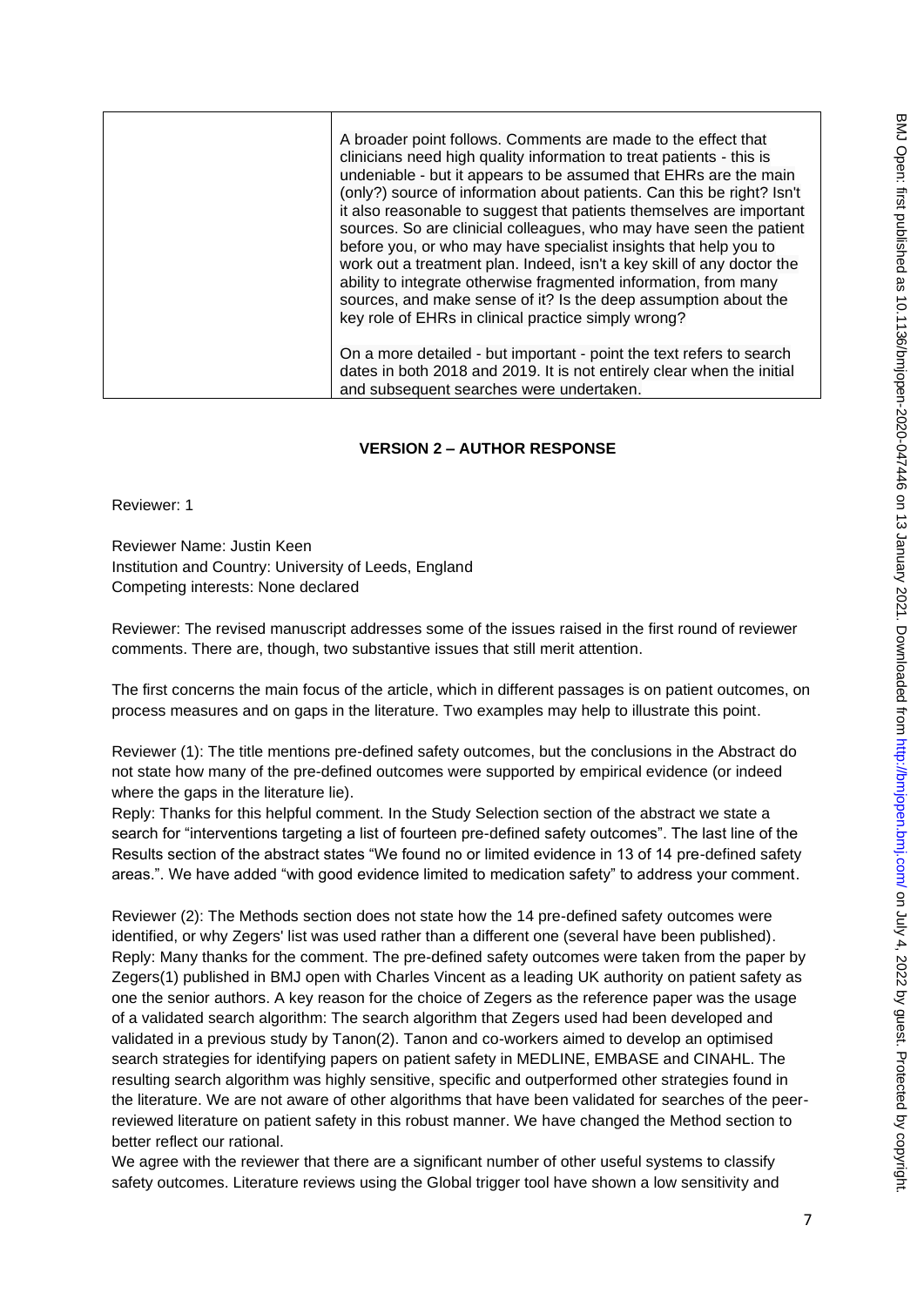| | A broader point follows. Comments are made to the effect that clinicians need high quality information to treat patients - this is undeniable - but it appears to be assumed that EHRs are the main (only?) source of information about patients. Can this be right? Isn't it also reasonable to suggest that patients themselves are important sources. So are clinicial colleagues, who may have seen the patient before you, or who may have specialist insights that help you to work out a treatment plan. Indeed, isn't a key skill of any doctor the ability to integrate otherwise fragmented information, from many sources, and make sense of it? Is the deep assumption about the key role of EHRs in clinical practice simply wrong?<br><br>On a more detailed - but important - point the text refers to search dates in both 2018 and 2019. It is not entirely clear when the initial and subsequent searches were undertaken. |
|---|---|

## VERSION 2 – AUTHOR RESPONSE

Reviewer: 1

Reviewer Name: Justin Keen
Institution and Country: University of Leeds, England
Competing interests: None declared

Reviewer: The revised manuscript addresses some of the issues raised in the first round of reviewer comments. There are, though, two substantive issues that still merit attention.

The first concerns the main focus of the article, which in different passages is on patient outcomes, on process measures and on gaps in the literature. Two examples may help to illustrate this point.

Reviewer (1): The title mentions pre-defined safety outcomes, but the conclusions in the Abstract do not state how many of the pre-defined outcomes were supported by empirical evidence (or indeed where the gaps in the literature lie).
Reply: Thanks for this helpful comment. In the Study Selection section of the abstract we state a search for "interventions targeting a list of fourteen pre-defined safety outcomes". The last line of the Results section of the abstract states "We found no or limited evidence in 13 of 14 pre-defined safety areas.". We have added "with good evidence limited to medication safety" to address your comment.

Reviewer (2): The Methods section does not state how the 14 pre-defined safety outcomes were identified, or why Zegers' list was used rather than a different one (several have been published).
Reply: Many thanks for the comment. The pre-defined safety outcomes were taken from the paper by Zegers(1) published in BMJ open with Charles Vincent as a leading UK authority on patient safety as one the senior authors. A key reason for the choice of Zegers as the reference paper was the usage of a validated search algorithm: The search algorithm that Zegers used had been developed and validated in a previous study by Tanon(2). Tanon and co-workers aimed to develop an optimised search strategies for identifying papers on patient safety in MEDLINE, EMBASE and CINAHL. The resulting search algorithm was highly sensitive, specific and outperformed other strategies found in the literature. We are not aware of other algorithms that have been validated for searches of the peer-reviewed literature on patient safety in this robust manner. We have changed the Method section to better reflect our rational.
We agree with the reviewer that there are a significant number of other useful systems to classify safety outcomes. Literature reviews using the Global trigger tool have shown a low sensitivity and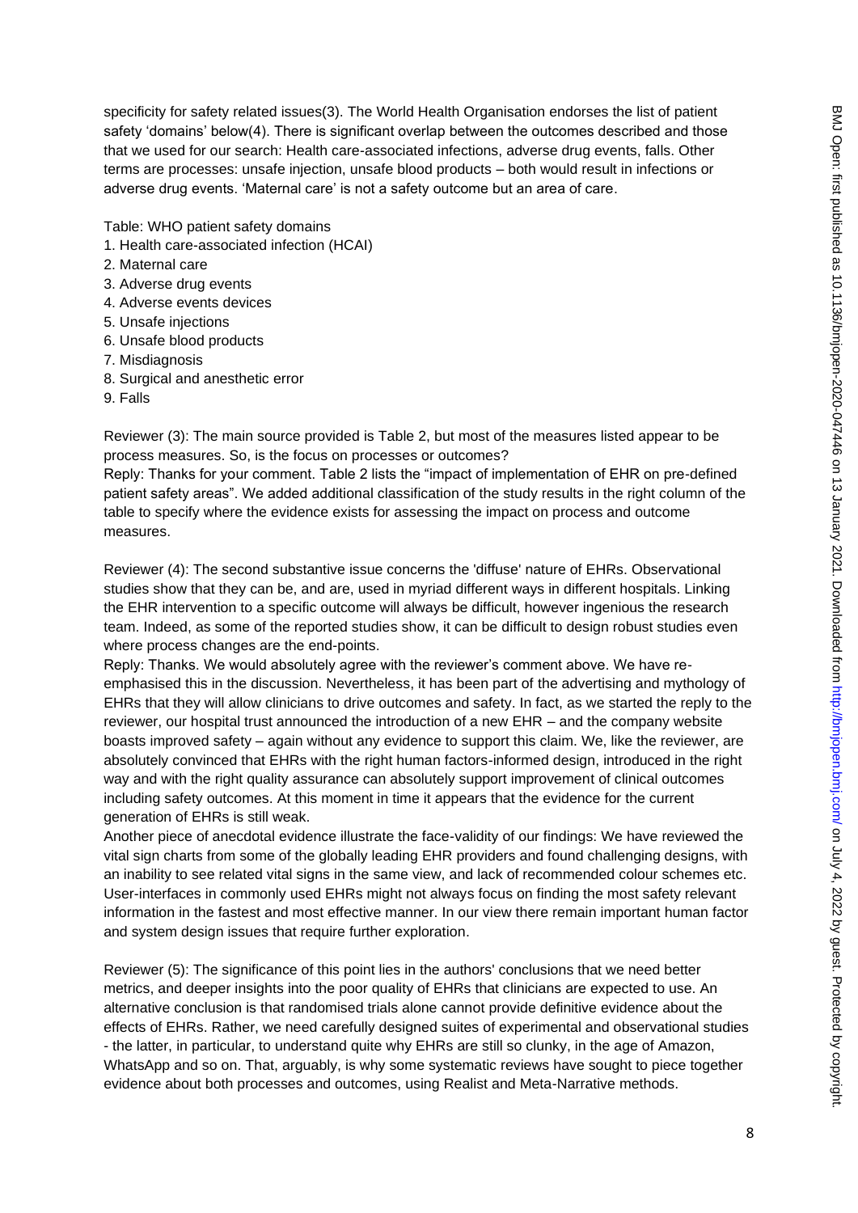specificity for safety related issues(3). The World Health Organisation endorses the list of patient safety 'domains' below(4). There is significant overlap between the outcomes described and those that we used for our search: Health care-associated infections, adverse drug events, falls. Other terms are processes: unsafe injection, unsafe blood products – both would result in infections or adverse drug events. 'Maternal care' is not a safety outcome but an area of care.

Table: WHO patient safety domains

1. Health care-associated infection (HCAI)
2. Maternal care
3. Adverse drug events
4. Adverse events devices
5. Unsafe injections
6. Unsafe blood products
7. Misdiagnosis
8. Surgical and anesthetic error
9. Falls

Reviewer (3): The main source provided is Table 2, but most of the measures listed appear to be process measures. So, is the focus on processes or outcomes?

Reply: Thanks for your comment. Table 2 lists the "impact of implementation of EHR on pre-defined patient safety areas". We added additional classification of the study results in the right column of the table to specify where the evidence exists for assessing the impact on process and outcome measures.

Reviewer (4): The second substantive issue concerns the 'diffuse' nature of EHRs. Observational studies show that they can be, and are, used in myriad different ways in different hospitals. Linking the EHR intervention to a specific outcome will always be difficult, however ingenious the research team. Indeed, as some of the reported studies show, it can be difficult to design robust studies even where process changes are the end-points.

Reply: Thanks. We would absolutely agree with the reviewer's comment above. We have re-emphasised this in the discussion. Nevertheless, it has been part of the advertising and mythology of EHRs that they will allow clinicians to drive outcomes and safety. In fact, as we started the reply to the reviewer, our hospital trust announced the introduction of a new EHR – and the company website boasts improved safety – again without any evidence to support this claim. We, like the reviewer, are absolutely convinced that EHRs with the right human factors-informed design, introduced in the right way and with the right quality assurance can absolutely support improvement of clinical outcomes including safety outcomes. At this moment in time it appears that the evidence for the current generation of EHRs is still weak.

Another piece of anecdotal evidence illustrate the face-validity of our findings: We have reviewed the vital sign charts from some of the globally leading EHR providers and found challenging designs, with an inability to see related vital signs in the same view, and lack of recommended colour schemes etc. User-interfaces in commonly used EHRs might not always focus on finding the most safety relevant information in the fastest and most effective manner. In our view there remain important human factor and system design issues that require further exploration.

Reviewer (5): The significance of this point lies in the authors' conclusions that we need better metrics, and deeper insights into the poor quality of EHRs that clinicians are expected to use. An alternative conclusion is that randomised trials alone cannot provide definitive evidence about the effects of EHRs. Rather, we need carefully designed suites of experimental and observational studies - the latter, in particular, to understand quite why EHRs are still so clunky, in the age of Amazon, WhatsApp and so on. That, arguably, is why some systematic reviews have sought to piece together evidence about both processes and outcomes, using Realist and Meta-Narrative methods.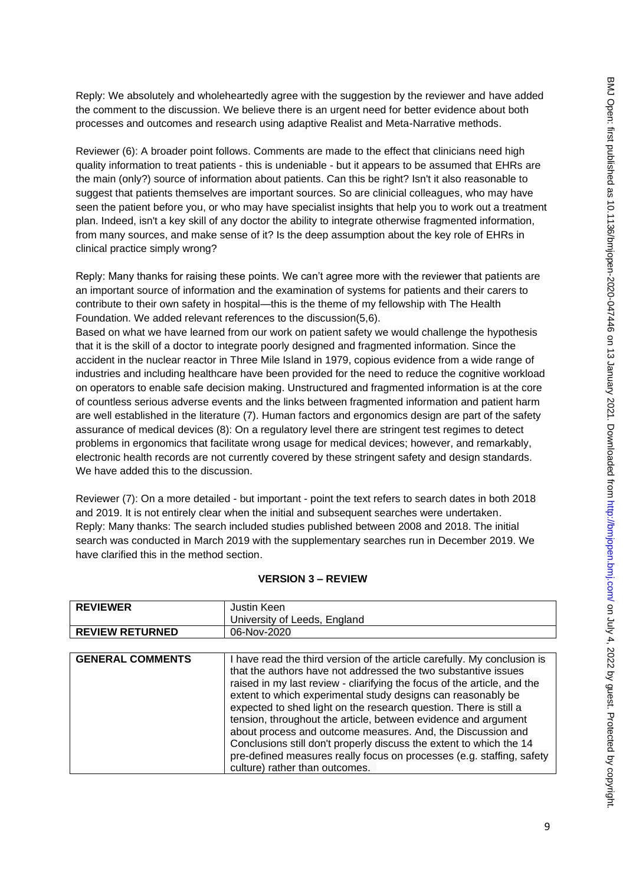Reply: We absolutely and wholeheartedly agree with the suggestion by the reviewer and have added the comment to the discussion. We believe there is an urgent need for better evidence about both processes and outcomes and research using adaptive Realist and Meta-Narrative methods.

Reviewer (6): A broader point follows. Comments are made to the effect that clinicians need high quality information to treat patients - this is undeniable - but it appears to be assumed that EHRs are the main (only?) source of information about patients. Can this be right? Isn't it also reasonable to suggest that patients themselves are important sources. So are clinicial colleagues, who may have seen the patient before you, or who may have specialist insights that help you to work out a treatment plan. Indeed, isn't a key skill of any doctor the ability to integrate otherwise fragmented information, from many sources, and make sense of it? Is the deep assumption about the key role of EHRs in clinical practice simply wrong?

Reply: Many thanks for raising these points. We can't agree more with the reviewer that patients are an important source of information and the examination of systems for patients and their carers to contribute to their own safety in hospital—this is the theme of my fellowship with The Health Foundation. We added relevant references to the discussion(5,6).

Based on what we have learned from our work on patient safety we would challenge the hypothesis that it is the skill of a doctor to integrate poorly designed and fragmented information. Since the accident in the nuclear reactor in Three Mile Island in 1979, copious evidence from a wide range of industries and including healthcare have been provided for the need to reduce the cognitive workload on operators to enable safe decision making. Unstructured and fragmented information is at the core of countless serious adverse events and the links between fragmented information and patient harm are well established in the literature (7). Human factors and ergonomics design are part of the safety assurance of medical devices (8): On a regulatory level there are stringent test regimes to detect problems in ergonomics that facilitate wrong usage for medical devices; however, and remarkably, electronic health records are not currently covered by these stringent safety and design standards. We have added this to the discussion.

Reviewer (7): On a more detailed - but important - point the text refers to search dates in both 2018 and 2019. It is not entirely clear when the initial and subsequent searches were undertaken.
Reply: Many thanks: The search included studies published between 2008 and 2018. The initial search was conducted in March 2019 with the supplementary searches run in December 2019. We have clarified this in the method section.

## VERSION 3 – REVIEW

| | |
|---|---|
| **REVIEWER** | Justin Keen<br>University of Leeds, England |
| **REVIEW RETURNED** | 06-Nov-2020 |

| | |
|---|---|
| **GENERAL COMMENTS** | I have read the third version of the article carefully. My conclusion is that the authors have not addressed the two substantive issues raised in my last review - clairifying the focus of the article, and the extent to which experimental study designs can reasonably be expected to shed light on the research question. There is still a tension, throughout the article, between evidence and argument about process and outcome measures. And, the Discussion and Conclusions still don't properly discuss the extent to which the 14 pre-defined measures really focus on processes (e.g. staffing, safety culture) rather than outcomes. |